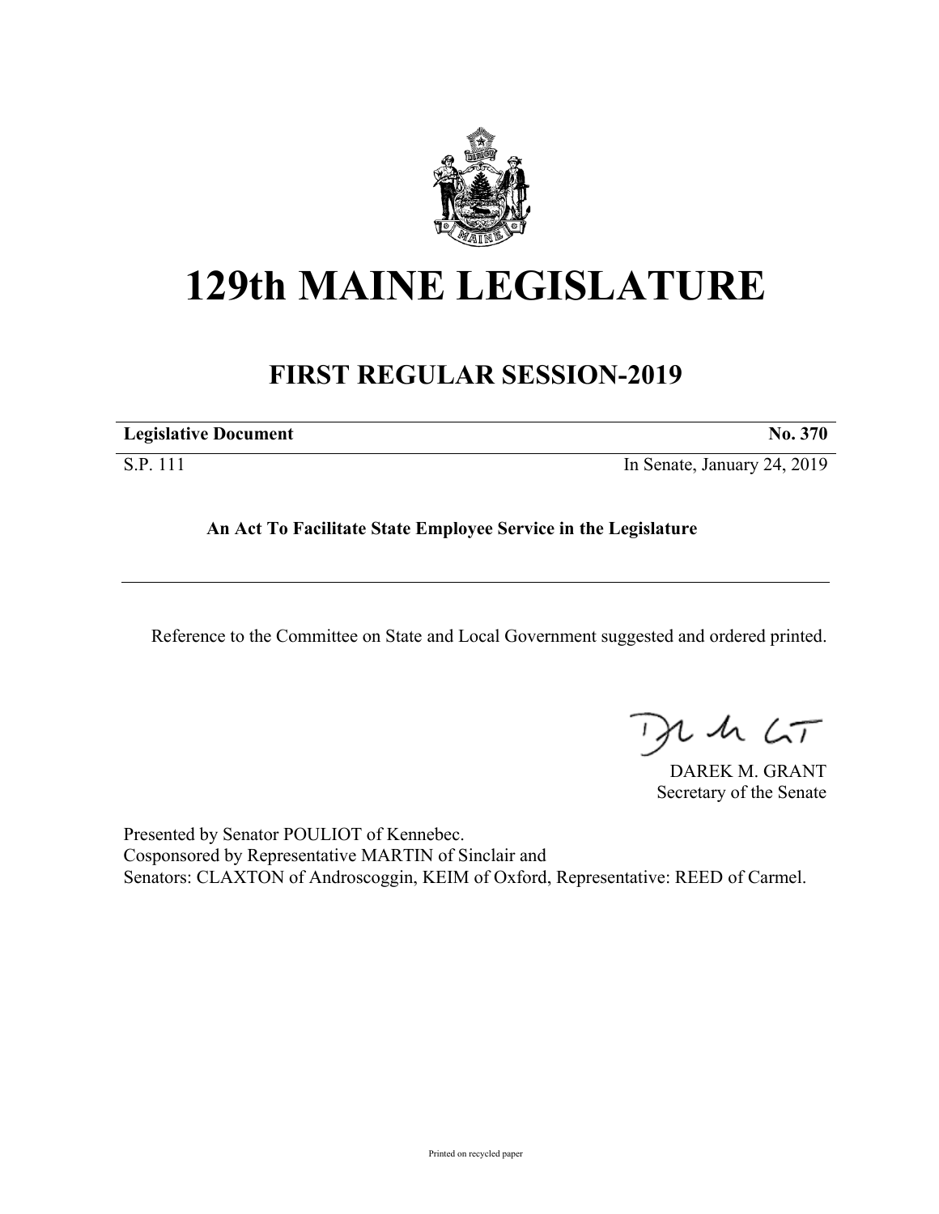# 129th MAINE LEGISLATURE

## FIRST REGULAR SESSION-2019

**Legislative Document** **No. 370**

S.P. 111 In Senate, January 24, 2019

**An Act To Facilitate State Employee Service in the Legislature**

Reference to the Committee on State and Local Government suggested and ordered printed.

DAREK M. GRANT
Secretary of the Senate

Presented by Senator POULIOT of Kennebec.
Cosponsored by Representative MARTIN of Sinclair and
Senators: CLAXTON of Androscoggin, KEIM of Oxford, Representative: REED of Carmel.

Printed on recycled paper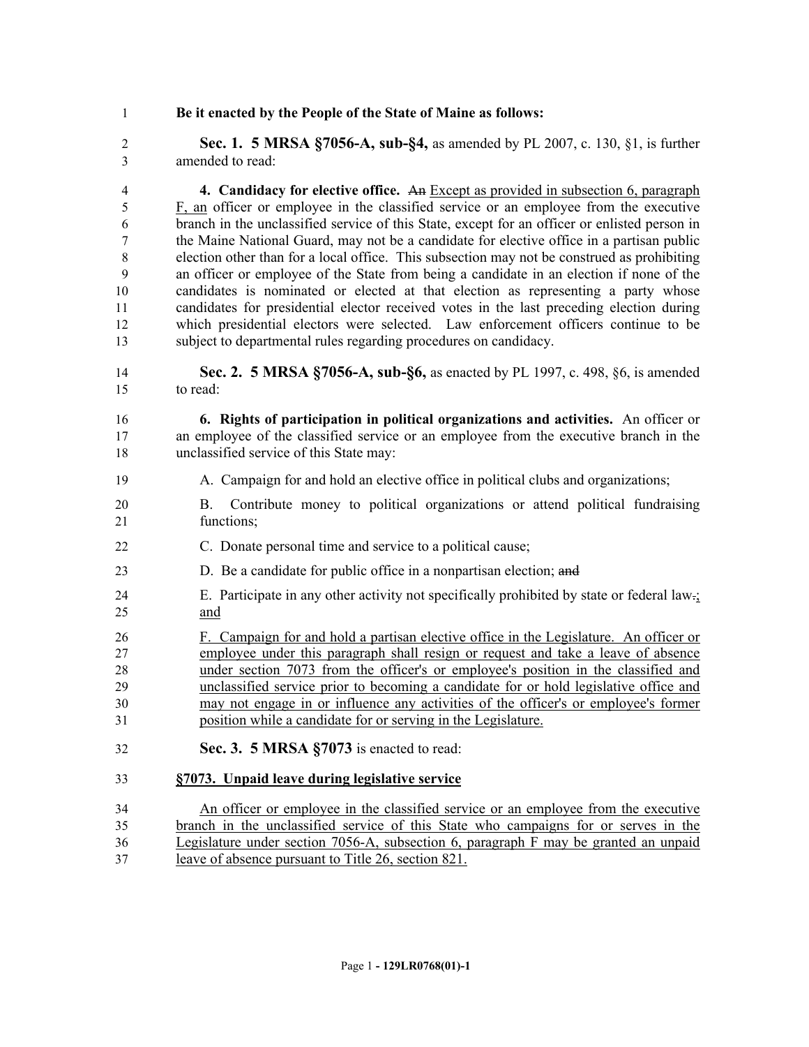**Be it enacted by the People of the State of Maine as follows:**

**Sec. 1. 5 MRSA §7056-A, sub-§4,** as amended by PL 2007, c. 130, §1, is further amended to read:

**4. Candidacy for elective office.** ~~An~~ Except as provided in subsection 6, paragraph F, an officer or employee in the classified service or an employee from the executive branch in the unclassified service of this State, except for an officer or enlisted person in the Maine National Guard, may not be a candidate for elective office in a partisan public election other than for a local office. This subsection may not be construed as prohibiting an officer or employee of the State from being a candidate in an election if none of the candidates is nominated or elected at that election as representing a party whose candidates for presidential elector received votes in the last preceding election during which presidential electors were selected. Law enforcement officers continue to be subject to departmental rules regarding procedures on candidacy.

**Sec. 2. 5 MRSA §7056-A, sub-§6,** as enacted by PL 1997, c. 498, §6, is amended to read:

**6. Rights of participation in political organizations and activities.** An officer or an employee of the classified service or an employee from the executive branch in the unclassified service of this State may:

A. Campaign for and hold an elective office in political clubs and organizations;

B. Contribute money to political organizations or attend political fundraising functions;

C. Donate personal time and service to a political cause;

D. Be a candidate for public office in a nonpartisan election; ~~and~~

E. Participate in any other activity not specifically prohibited by state or federal law~~.~~; and

F. Campaign for and hold a partisan elective office in the Legislature. An officer or employee under this paragraph shall resign or request and take a leave of absence under section 7073 from the officer's or employee's position in the classified and unclassified service prior to becoming a candidate for or hold legislative office and may not engage in or influence any activities of the officer's or employee's former position while a candidate for or serving in the Legislature.

**Sec. 3. 5 MRSA §7073** is enacted to read:

**§7073. Unpaid leave during legislative service**

An officer or employee in the classified service or an employee from the executive branch in the unclassified service of this State who campaigns for or serves in the Legislature under section 7056-A, subsection 6, paragraph F may be granted an unpaid leave of absence pursuant to Title 26, section 821.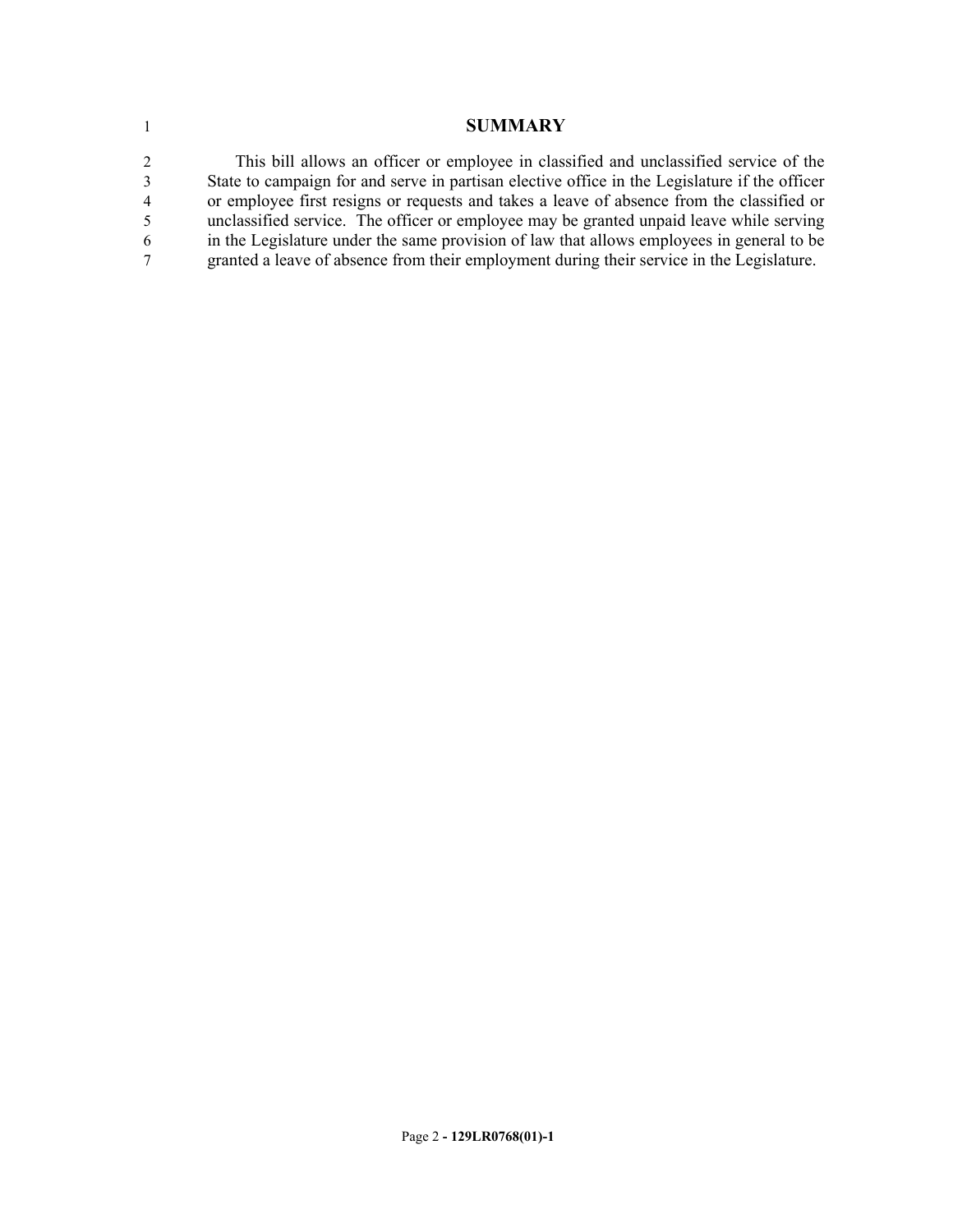## SUMMARY

This bill allows an officer or employee in classified and unclassified service of the State to campaign for and serve in partisan elective office in the Legislature if the officer or employee first resigns or requests and takes a leave of absence from the classified or unclassified service. The officer or employee may be granted unpaid leave while serving in the Legislature under the same provision of law that allows employees in general to be granted a leave of absence from their employment during their service in the Legislature.